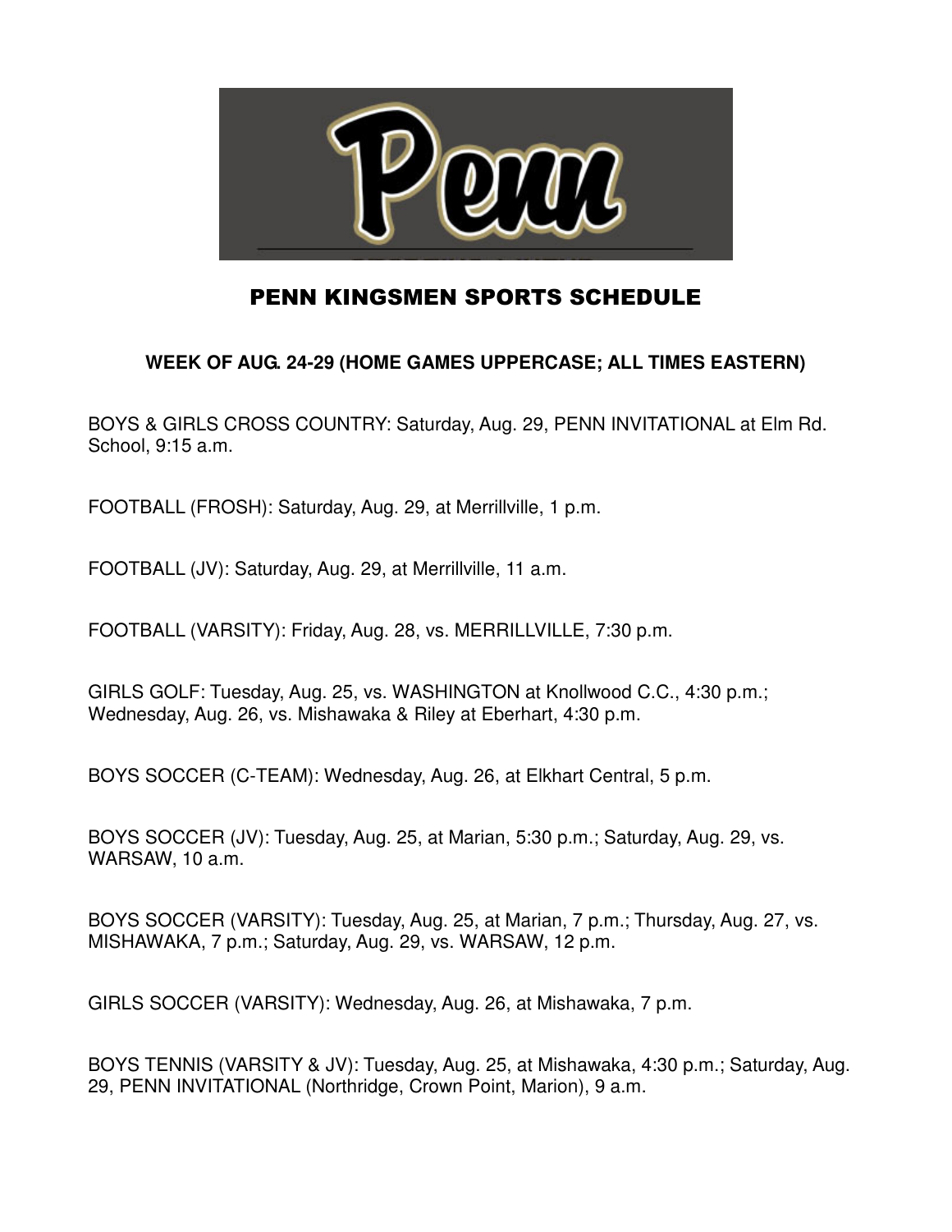# PENN KINGSMEN SPORTS SCHEDULE

**WEEK OF AUG. 24-29 (HOME GAMES UPPERCASE; ALL TIMES EASTERN)**

BOYS & GIRLS CROSS COUNTRY: Saturday, Aug. 29, PENN INVITATIONAL at Elm Rd. School, 9:15 a.m.

FOOTBALL (FROSH): Saturday, Aug. 29, at Merrillville, 1 p.m.

FOOTBALL (JV): Saturday, Aug. 29, at Merrillville, 11 a.m.

FOOTBALL (VARSITY): Friday, Aug. 28, vs. MERRILLVILLE, 7:30 p.m.

GIRLS GOLF: Tuesday, Aug. 25, vs. WASHINGTON at Knollwood C.C., 4:30 p.m.; Wednesday, Aug. 26, vs. Mishawaka & Riley at Eberhart, 4:30 p.m.

BOYS SOCCER (C-TEAM): Wednesday, Aug. 26, at Elkhart Central, 5 p.m.

BOYS SOCCER (JV): Tuesday, Aug. 25, at Marian, 5:30 p.m.; Saturday, Aug. 29, vs. WARSAW, 10 a.m.

BOYS SOCCER (VARSITY): Tuesday, Aug. 25, at Marian, 7 p.m.; Thursday, Aug. 27, vs. MISHAWAKA, 7 p.m.; Saturday, Aug. 29, vs. WARSAW, 12 p.m.

GIRLS SOCCER (VARSITY): Wednesday, Aug. 26, at Mishawaka, 7 p.m.

BOYS TENNIS (VARSITY & JV): Tuesday, Aug. 25, at Mishawaka, 4:30 p.m.; Saturday, Aug. 29, PENN INVITATIONAL (Northridge, Crown Point, Marion), 9 a.m.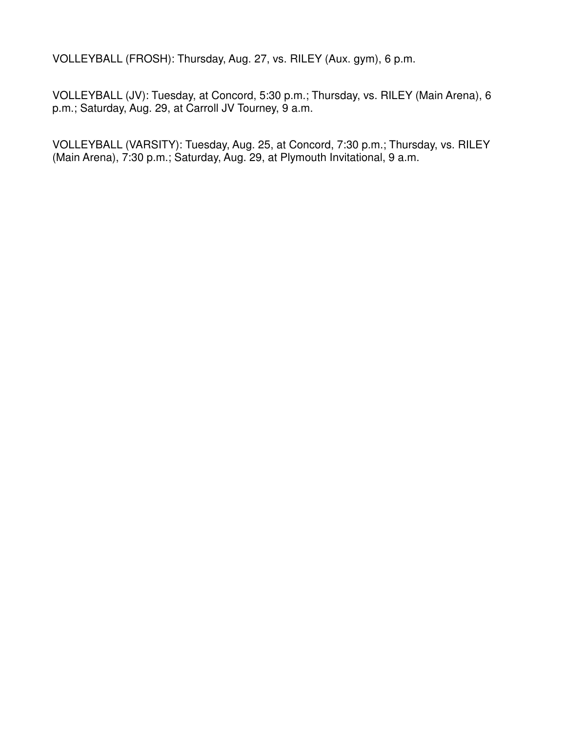VOLLEYBALL (FROSH): Thursday, Aug. 27, vs. RILEY (Aux. gym), 6 p.m.

VOLLEYBALL (JV): Tuesday, at Concord, 5:30 p.m.; Thursday, vs. RILEY (Main Arena), 6 p.m.; Saturday, Aug. 29, at Carroll JV Tourney, 9 a.m.

VOLLEYBALL (VARSITY): Tuesday, Aug. 25, at Concord, 7:30 p.m.; Thursday, vs. RILEY (Main Arena), 7:30 p.m.; Saturday, Aug. 29, at Plymouth Invitational, 9 a.m.